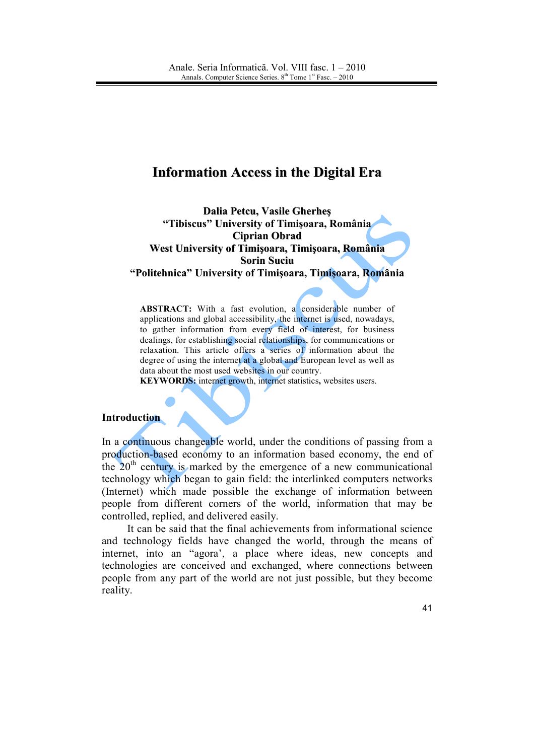// Page 1 OCR output
# Information Access in the Digital Era

**Dalia Petcu, Vasile Gherheş**
**"Tibiscus" University of Timişoara, România**
**Ciprian Obrad**
**West University of Timişoara, Timişoara, România**
**Sorin Suciu**
**"Politehnica" University of Timişoara, Timişoara, România**

**ABSTRACT:** With a fast evolution, a considerable number of applications and global accessibility, the internet is used, nowadays, to gather information from every field of interest, for business dealings, for establishing social relationships, for communications or relaxation. This article offers a series of information about the degree of using the internet at a global and European level as well as data about the most used websites in our country.
**KEYWORDS:** internet growth, internet statistics**,** websites users.

## Introduction

In a continuous changeable world, under the conditions of passing from a production-based economy to an information based economy, the end of the 20th century is marked by the emergence of a new communicational technology which began to gain field: the interlinked computers networks (Internet) which made possible the exchange of information between people from different corners of the world, information that may be controlled, replied, and delivered easily.

It can be said that the final achievements from informational science and technology fields have changed the world, through the means of internet, into an "agora', a place where ideas, new concepts and technologies are conceived and exchanged, where connections between people from any part of the world are not just possible, but they become reality.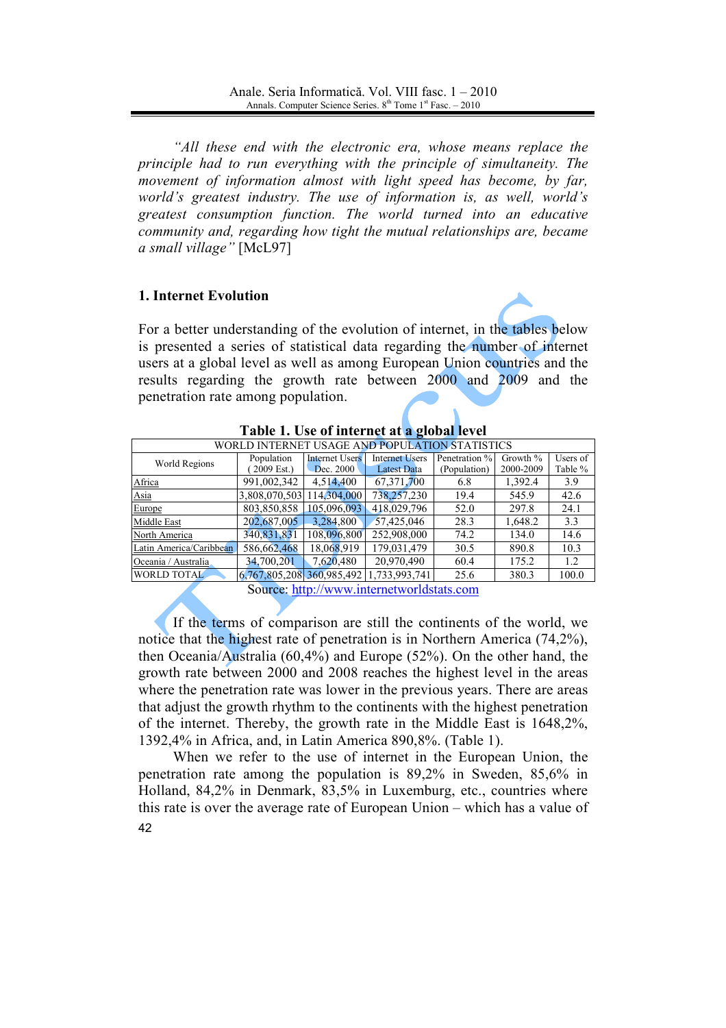*"All these end with the electronic era, whose means replace the principle had to run everything with the principle of simultaneity. The movement of information almost with light speed has become, by far, world's greatest industry. The use of information is, as well, world's greatest consumption function. The world turned into an educative community and, regarding how tight the mutual relationships are, became a small village"* [McL97]

## 1. Internet Evolution

For a better understanding of the evolution of internet, in the tables below is presented a series of statistical data regarding the number of internet users at a global level as well as among European Union countries and the results regarding the growth rate between 2000 and 2009 and the penetration rate among population.

**Table 1. Use of internet at a global level**

| WORLD INTERNET USAGE AND POPULATION STATISTICS | | | | | | |
|---|---|---|---|---|---|---|
| World Regions | Population ( 2009 Est.) | Internet Users Dec. 2000 | Internet Users Latest Data | Penetration % (Population) | Growth % 2000-2009 | Users of Table % |
| Africa | 991,002,342 | 4,514,400 | 67,371,700 | 6.8 | 1,392.4 | 3.9 |
| Asia | 3,808,070,503 | 114,304,000 | 738,257,230 | 19.4 | 545.9 | 42.6 |
| Europe | 803,850,858 | 105,096,093 | 418,029,796 | 52.0 | 297.8 | 24.1 |
| Middle East | 202,687,005 | 3,284,800 | 57,425,046 | 28.3 | 1,648.2 | 3.3 |
| North America | 340,831,831 | 108,096,800 | 252,908,000 | 74.2 | 134.0 | 14.6 |
| Latin America/Caribbean | 586,662,468 | 18,068,919 | 179,031,479 | 30.5 | 890.8 | 10.3 |
| Oceania / Australia | 34,700,201 | 7,620,480 | 20,970,490 | 60.4 | 175.2 | 1.2 |
| WORLD TOTAL | 6,767,805,208 | 360,985,492 | 1,733,993,741 | 25.6 | 380.3 | 100.0 |

Source: http://www.internetworldstats.com

If the terms of comparison are still the continents of the world, we notice that the highest rate of penetration is in Northern America (74,2%), then Oceania/Australia (60,4%) and Europe (52%). On the other hand, the growth rate between 2000 and 2008 reaches the highest level in the areas where the penetration rate was lower in the previous years. There are areas that adjust the growth rhythm to the continents with the highest penetration of the internet. Thereby, the growth rate in the Middle East is 1648,2%, 1392,4% in Africa, and, in Latin America 890,8%. (Table 1).

When we refer to the use of internet in the European Union, the penetration rate among the population is 89,2% in Sweden, 85,6% in Holland, 84,2% in Denmark, 83,5% in Luxemburg, etc., countries where this rate is over the average rate of European Union – which has a value of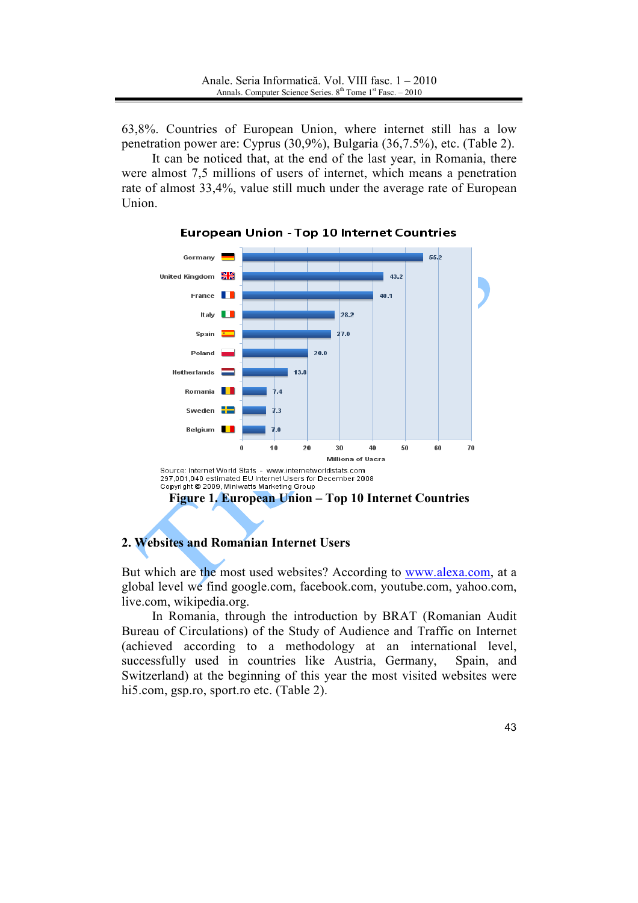63,8%. Countries of European Union, where internet still has a low penetration power are: Cyprus (30,9%), Bulgaria (36,7.5%), etc. (Table 2).

It can be noticed that, at the end of the last year, in Romania, there were almost 7,5 millions of users of internet, which means a penetration rate of almost 33,4%, value still much under the average rate of European Union.

**European Union - Top 10 Internet Countries**

| Country | Millions of Users |
|---|---|
| Germany | 55.2 |
| United Kingdom | 43.2 |
| France | 40.1 |
| Italy | 28.2 |
| Spain | 27.0 |
| Poland | 20.0 |
| Netherlands | 13.8 |
| Romania | 7.4 |
| Sweden | 7.3 |
| Belgium | 7.0 |

Source: Internet World Stats - www.internetworldstats.com
297,001,040 estimated EU Internet Users for December 2008
Copyright © 2009, Miniwatts Marketing Group

**Figure 1. European Union – Top 10 Internet Countries**

## 2. Websites and Romanian Internet Users

But which are the most used websites? According to www.alexa.com, at a global level we find google.com, facebook.com, youtube.com, yahoo.com, live.com, wikipedia.org.

In Romania, through the introduction by BRAT (Romanian Audit Bureau of Circulations) of the Study of Audience and Traffic on Internet (achieved according to a methodology at an international level, successfully used in countries like Austria, Germany, Spain, and Switzerland) at the beginning of this year the most visited websites were hi5.com, gsp.ro, sport.ro etc. (Table 2).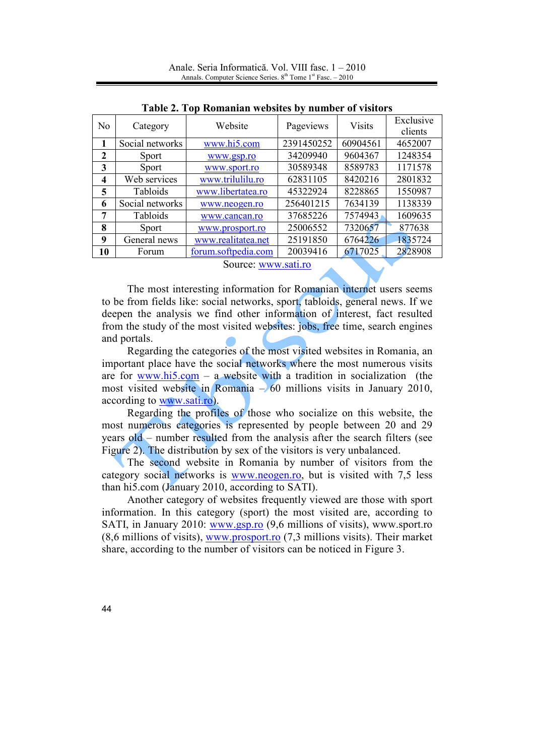**Table 2. Top Romanian websites by number of visitors**

| No | Category | Website | Pageviews | Visits | Exclusive clients |
|---|---|---|---|---|---|
| **1** | Social networks | www.hi5.com | 2391450252 | 60904561 | 4652007 |
| **2** | Sport | www.gsp.ro | 34209940 | 9604367 | 1248354 |
| **3** | Sport | www.sport.ro | 30589348 | 8589783 | 1171578 |
| **4** | Web services | www.trilulilu.ro | 62831105 | 8420216 | 2801832 |
| **5** | Tabloids | www.libertatea.ro | 45322924 | 8228865 | 1550987 |
| **6** | Social networks | www.neogen.ro | 256401215 | 7634139 | 1138339 |
| **7** | Tabloids | www.cancan.ro | 37685226 | 7574943 | 1609635 |
| **8** | Sport | www.prosport.ro | 25006552 | 7320657 | 877638 |
| **9** | General news | www.realitatea.net | 25191850 | 6764226 | 1835724 |
| **10** | Forum | forum.softpedia.com | 20039416 | 6717025 | 2828908 |

Source: www.sati.ro

The most interesting information for Romanian internet users seems to be from fields like: social networks, sport, tabloids, general news. If we deepen the analysis we find other information of interest, fact resulted from the study of the most visited websites: jobs, free time, search engines and portals.

Regarding the categories of the most visited websites in Romania, an important place have the social networks where the most numerous visits are for www.hi5.com – a website with a tradition in socialization (the most visited website in Romania – 60 millions visits in January 2010, according to www.sati.ro).

Regarding the profiles of those who socialize on this website, the most numerous categories is represented by people between 20 and 29 years old – number resulted from the analysis after the search filters (see Figure 2). The distribution by sex of the visitors is very unbalanced.

The second website in Romania by number of visitors from the category social networks is www.neogen.ro, but is visited with 7,5 less than hi5.com (January 2010, according to SATI).

Another category of websites frequently viewed are those with sport information. In this category (sport) the most visited are, according to SATI, in January 2010: www.gsp.ro (9,6 millions of visits), www.sport.ro (8,6 millions of visits), www.prosport.ro (7,3 millions visits). Their market share, according to the number of visitors can be noticed in Figure 3.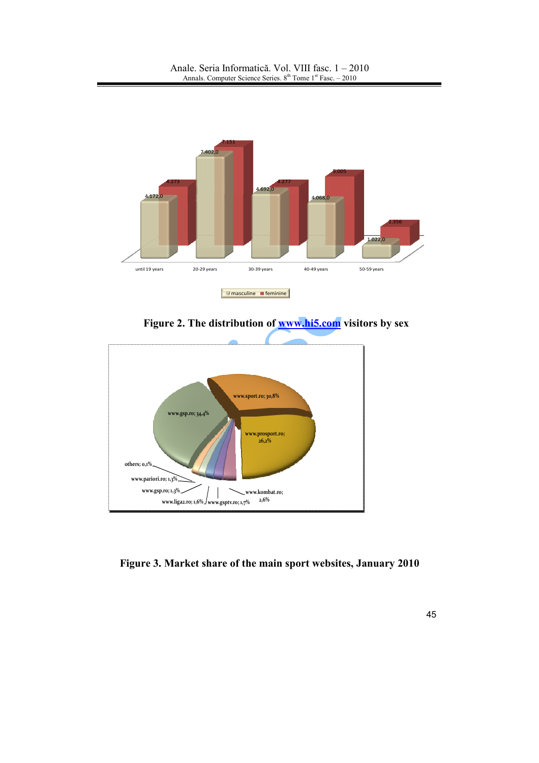**Figure 2. The distribution of www.hi5.com visitors by sex**

**Figure 3. Market share of the main sport websites, January 2010**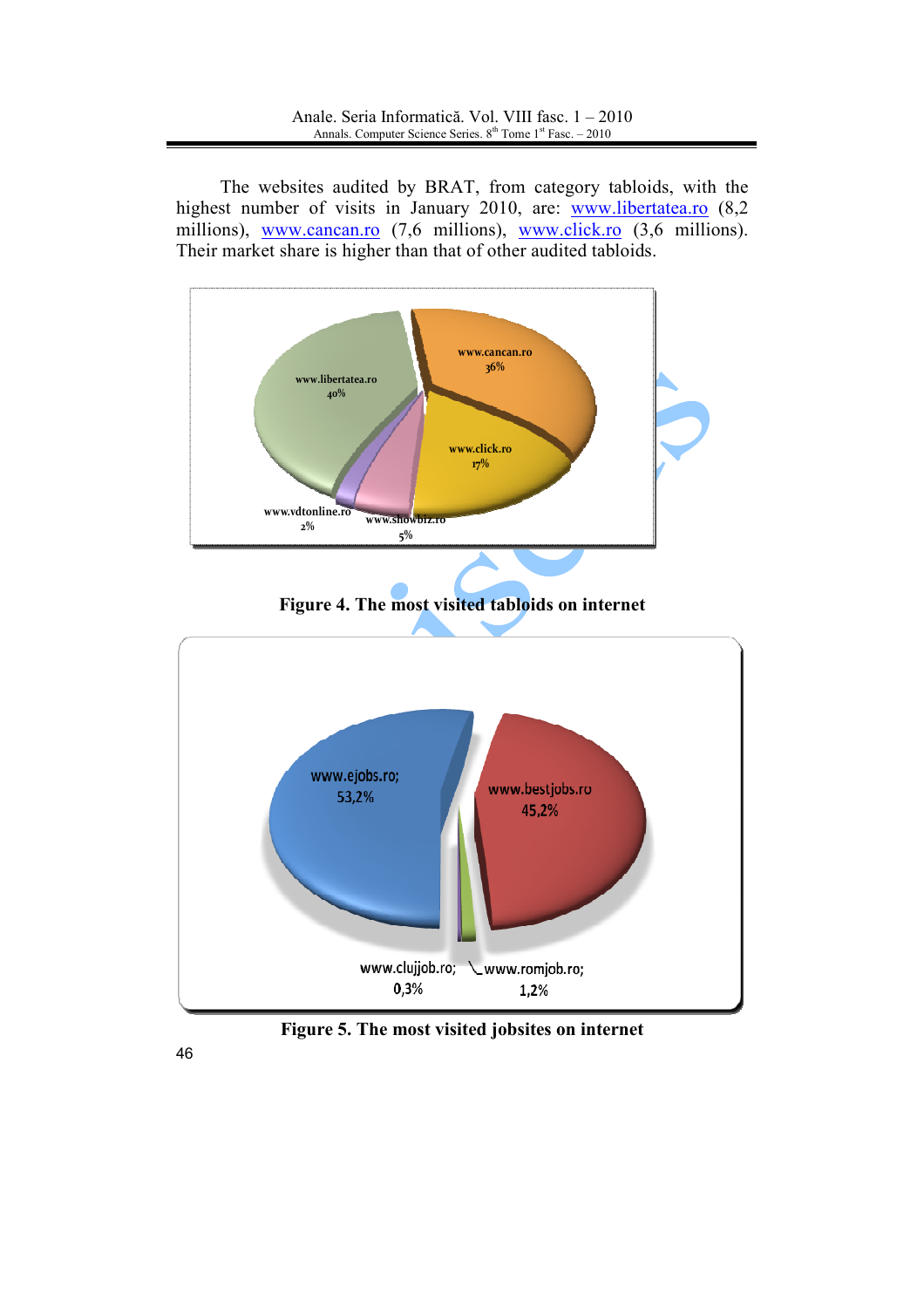The websites audited by BRAT, from category tabloids, with the highest number of visits in January 2010, are: www.libertatea.ro (8,2 millions), www.cancan.ro (7,6 millions), www.click.ro (3,6 millions). Their market share is higher than that of other audited tabloids.

Figure 4. The most visited tabloids on internet

Figure 5. The most visited jobsites on internet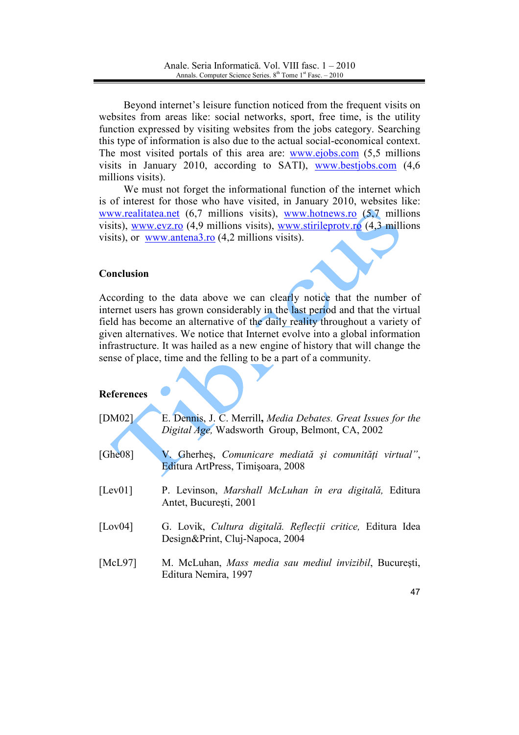Beyond internet's leisure function noticed from the frequent visits on websites from areas like: social networks, sport, free time, is the utility function expressed by visiting websites from the jobs category. Searching this type of information is also due to the actual social-economical context. The most visited portals of this area are: www.ejobs.com (5,5 millions visits in January 2010, according to SATI), www.bestjobs.com (4,6 millions visits).

We must not forget the informational function of the internet which is of interest for those who have visited, in January 2010, websites like: www.realitatea.net (6,7 millions visits), www.hotnews.ro (5,7 millions visits), www.evz.ro (4,9 millions visits), www.stirileprotv.ro (4,3 millions visits), or www.antena3.ro (4,2 millions visits).

## Conclusion

According to the data above we can clearly notice that the number of internet users has grown considerably in the last period and that the virtual field has become an alternative of the daily reality throughout a variety of given alternatives. We notice that Internet evolve into a global information infrastructure. It was hailed as a new engine of history that will change the sense of place, time and the felling to be a part of a community.

## References

[DM02] E. Dennis, J. C. Merrill, *Media Debates. Great Issues for the Digital Age,* Wadsworth Group, Belmont, CA, 2002

[Ghe08] V. Gherheş, *Comunicare mediată şi comunități virtual"*, Editura ArtPress, Timişoara, 2008

[Lev01] P. Levinson, *Marshall McLuhan în era digitală,* Editura Antet, Bucureşti, 2001

[Lov04] G. Lovik, *Cultura digitală. Reflecții critice,* Editura Idea Design&Print, Cluj-Napoca, 2004

[McL97] M. McLuhan, *Mass media sau mediul invizibil*, Bucureşti, Editura Nemira, 1997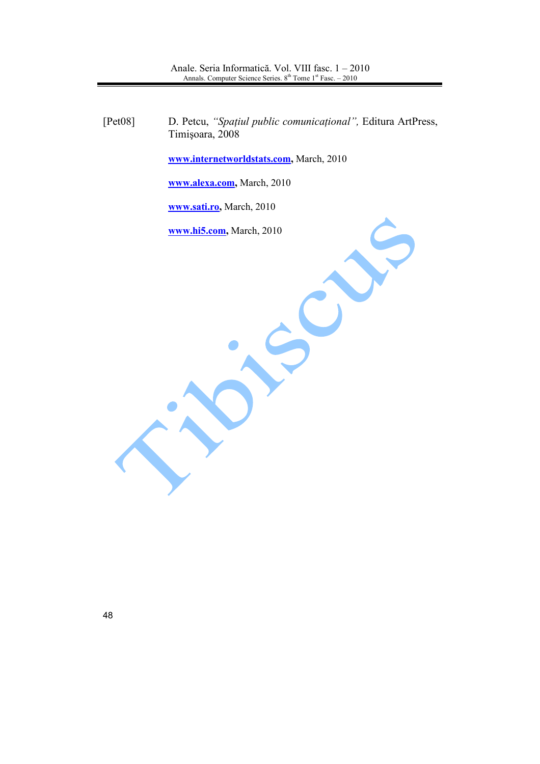[Pet08] D. Petcu, *"Spațiul public comunicațional",* Editura ArtPress, Timişoara, 2008

**www.internetworldstats.com**, March, 2010

**www.alexa.com**, March, 2010

**www.sati.ro**, March, 2010

**www.hi5.com**, March, 2010